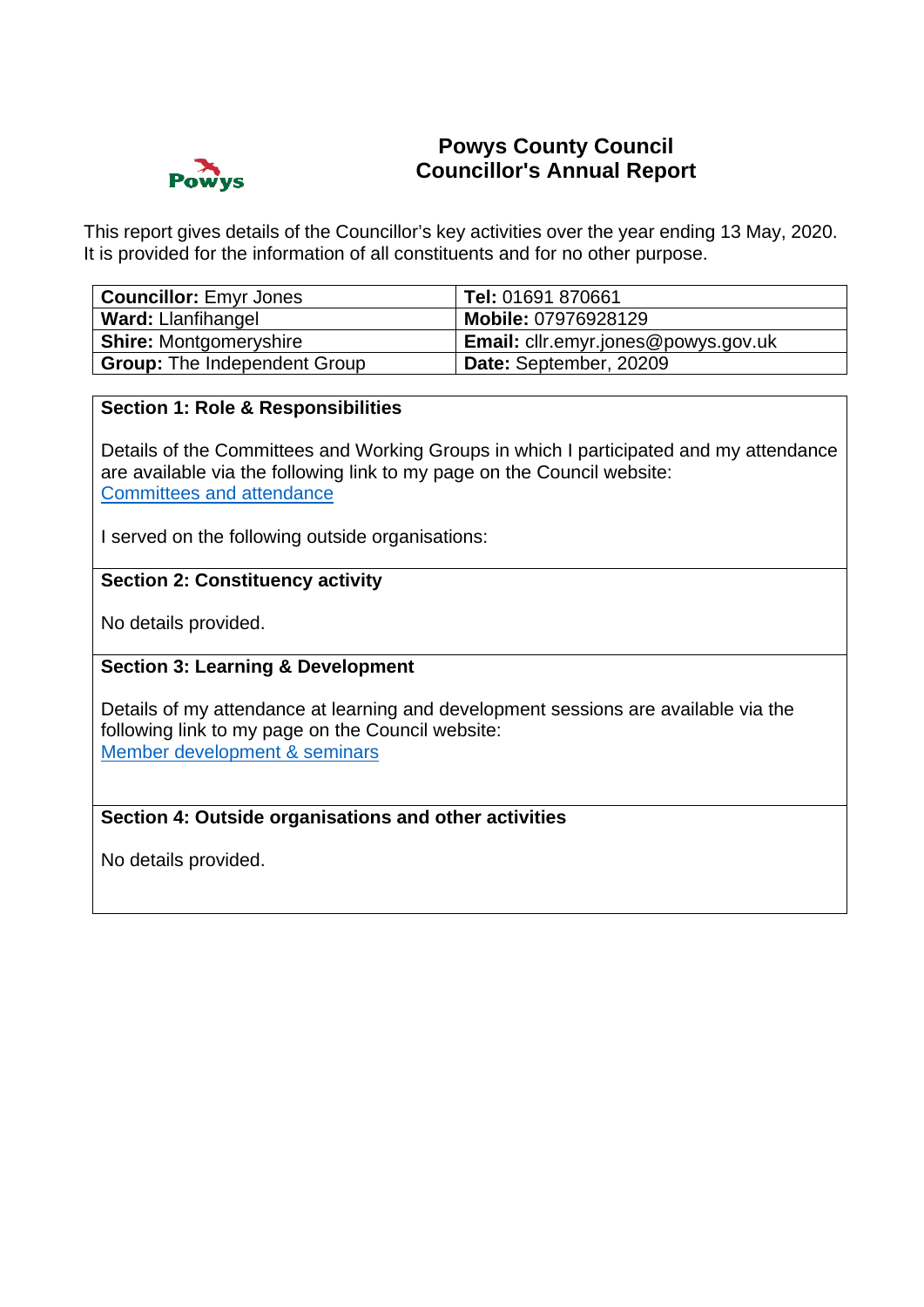# Powys County Council
## Councillor's Annual Report

This report gives details of the Councillor's key activities over the year ending 13 May, 2020. It is provided for the information of all constituents and for no other purpose.

| **Councillor:** Emyr Jones | **Tel:** 01691 870661 |
|---|---|
| **Ward:** Llanfihangel | **Mobile:** 07976928129 |
| **Shire:** Montgomeryshire | **Email:** cllr.emyr.jones@powys.gov.uk |
| **Group:** The Independent Group | **Date:** September, 20209 |

### Section 1: Role & Responsibilities

Details of the Committees and Working Groups in which I participated and my attendance are available via the following link to my page on the Council website:
[Committees and attendance]

I served on the following outside organisations:

### Section 2: Constituency activity

No details provided.

### Section 3: Learning & Development

Details of my attendance at learning and development sessions are available via the following link to my page on the Council website:
[Member development & seminars]

### Section 4: Outside organisations and other activities

No details provided.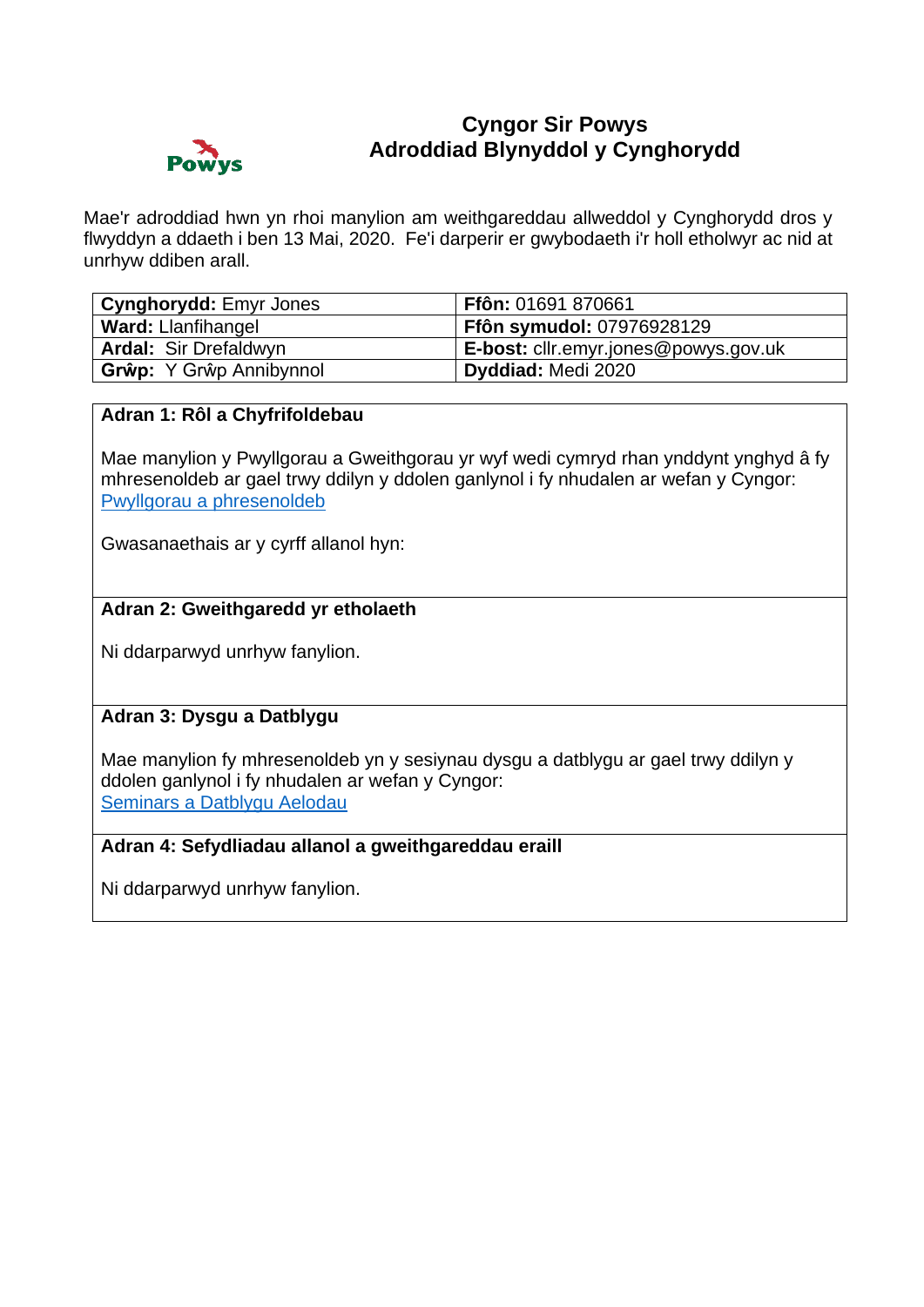# Cyngor Sir Powys
# Adroddiad Blynyddol y Cynghorydd

Mae'r adroddiad hwn yn rhoi manylion am weithgareddau allweddol y Cynghorydd dros y flwyddyn a ddaeth i ben 13 Mai, 2020. Fe'i darperir er gwybodaeth i'r holl etholwyr ac nid at unrhyw ddiben arall.

| | |
|---|---|
| **Cynghorydd:** Emyr Jones | **Ffôn:** 01691 870661 |
| **Ward:** Llanfihangel | **Ffôn symudol:** 07976928129 |
| **Ardal:** Sir Drefaldwyn | **E-bost:** cllr.emyr.jones@powys.gov.uk |
| **Grŵp:** Y Grŵp Annibynnol | **Dyddiad:** Medi 2020 |

## Adran 1: Rôl a Chyfrifoldebau

Mae manylion y Pwyllgorau a Gweithgorau yr wyf wedi cymryd rhan ynddynt ynghyd â fy mhresenoldeb ar gael trwy ddilyn y ddolen ganlynol i fy nhudalen ar wefan y Cyngor: Pwyllgorau a phresenoldeb

Gwasanaethais ar y cyrff allanol hyn:

## Adran 2: Gweithgaredd yr etholaeth

Ni ddarparwyd unrhyw fanylion.

## Adran 3: Dysgu a Datblygu

Mae manylion fy mhresenoldeb yn y sesiynau dysgu a datblygu ar gael trwy ddilyn y ddolen ganlynol i fy nhudalen ar wefan y Cyngor:
Seminars a Datblygu Aelodau

## Adran 4: Sefydliadau allanol a gweithgareddau eraill

Ni ddarparwyd unrhyw fanylion.